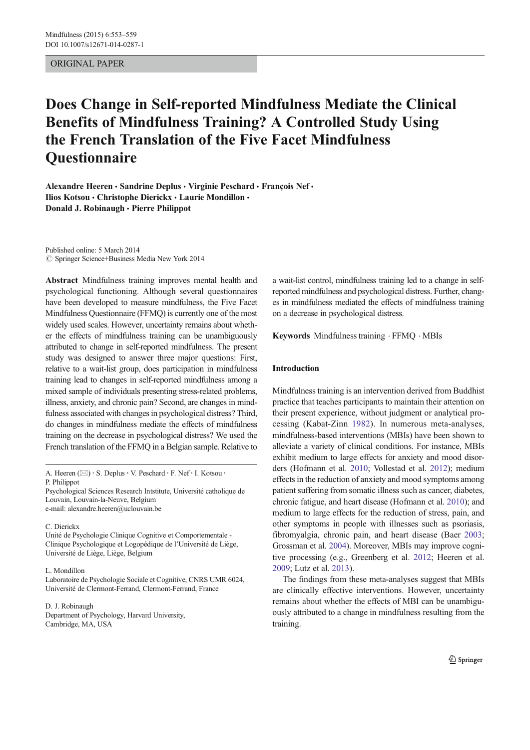ORIGINAL PAPER

# Does Change in Self-reported Mindfulness Mediate the Clinical Benefits of Mindfulness Training? A Controlled Study Using the French Translation of the Five Facet Mindfulness Questionnaire

**Alexandre Heeren · Sandrine Deplus · Virginie Peschard · François Nef · Ilios Kotsou · Christophe Dierickx · Laurie Mondillon · Donald J. Robinaugh · Pierre Philippot**

Published online: 5 March 2014
© Springer Science+Business Media New York 2014

**Abstract** Mindfulness training improves mental health and psychological functioning. Although several questionnaires have been developed to measure mindfulness, the Five Facet Mindfulness Questionnaire (FFMQ) is currently one of the most widely used scales. However, uncertainty remains about whether the effects of mindfulness training can be unambiguously attributed to change in self-reported mindfulness. The present study was designed to answer three major questions: First, relative to a wait-list group, does participation in mindfulness training lead to changes in self-reported mindfulness among a mixed sample of individuals presenting stress-related problems, illness, anxiety, and chronic pain? Second, are changes in mindfulness associated with changes in psychological distress? Third, do changes in mindfulness mediate the effects of mindfulness training on the decrease in psychological distress? We used the French translation of the FFMQ in a Belgian sample. Relative to a wait-list control, mindfulness training led to a change in self-reported mindfulness and psychological distress. Further, changes in mindfulness mediated the effects of mindfulness training on a decrease in psychological distress.

**Keywords** Mindfulness training · FFMQ · MBIs

A. Heeren (✉) · S. Deplus · V. Peschard · F. Nef · I. Kotsou · P. Philippot
Psychological Sciences Research Intstitute, Université catholique de Louvain, Louvain-la-Neuve, Belgium
e-mail: alexandre.heeren@uclouvain.be

C. Dierickx
Unité de Psychologie Clinique Cognitive et Comportementale - Clinique Psychologique et Logopédique de l'Université de Liège, Université de Liège, Liège, Belgium

L. Mondillon
Laboratoire de Psychologie Sociale et Cognitive, CNRS UMR 6024, Université de Clermont-Ferrand, Clermont-Ferrand, France

D. J. Robinaugh
Department of Psychology, Harvard University, Cambridge, MA, USA

## Introduction

Mindfulness training is an intervention derived from Buddhist practice that teaches participants to maintain their attention on their present experience, without judgment or analytical processing (Kabat-Zinn 1982). In numerous meta-analyses, mindfulness-based interventions (MBIs) have been shown to alleviate a variety of clinical conditions. For instance, MBIs exhibit medium to large effects for anxiety and mood disorders (Hofmann et al. 2010; Vollestad et al. 2012); medium effects in the reduction of anxiety and mood symptoms among patient suffering from somatic illness such as cancer, diabetes, chronic fatigue, and heart disease (Hofmann et al. 2010); and medium to large effects for the reduction of stress, pain, and other symptoms in people with illnesses such as psoriasis, fibromyalgia, chronic pain, and heart disease (Baer 2003; Grossman et al. 2004). Moreover, MBIs may improve cognitive processing (e.g., Greenberg et al. 2012; Heeren et al. 2009; Lutz et al. 2013).

The findings from these meta-analyses suggest that MBIs are clinically effective interventions. However, uncertainty remains about whether the effects of MBI can be unambiguously attributed to a change in mindfulness resulting from the training.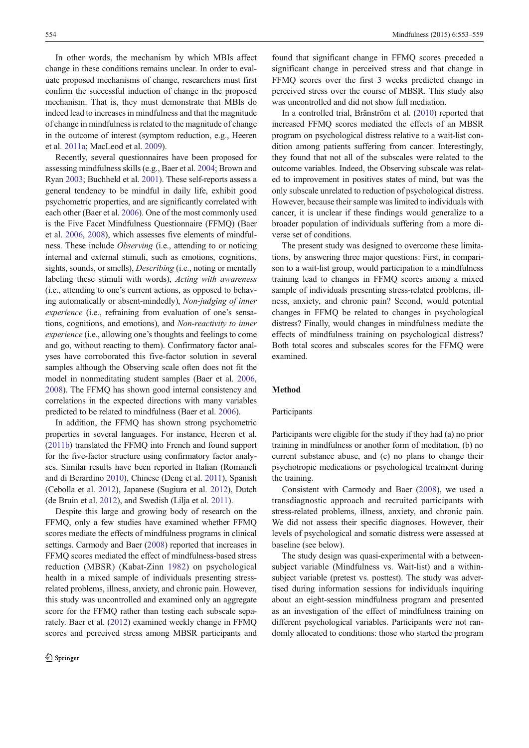In other words, the mechanism by which MBIs affect change in these conditions remains unclear. In order to evaluate proposed mechanisms of change, researchers must first confirm the successful induction of change in the proposed mechanism. That is, they must demonstrate that MBIs do indeed lead to increases in mindfulness and that the magnitude of change in mindfulness is related to the magnitude of change in the outcome of interest (symptom reduction, e.g., Heeren et al. 2011a; MacLeod et al. 2009).

Recently, several questionnaires have been proposed for assessing mindfulness skills (e.g., Baer et al. 2004; Brown and Ryan 2003; Buchheld et al. 2001). These self-reports assess a general tendency to be mindful in daily life, exhibit good psychometric properties, and are significantly correlated with each other (Baer et al. 2006). One of the most commonly used is the Five Facet Mindfulness Questionnaire (FFMQ) (Baer et al. 2006, 2008), which assesses five elements of mindfulness. These include *Observing* (i.e., attending to or noticing internal and external stimuli, such as emotions, cognitions, sights, sounds, or smells), *Describing* (i.e., noting or mentally labeling these stimuli with words), *Acting with awareness* (i.e., attending to one's current actions, as opposed to behaving automatically or absent-mindedly), *Non-judging of inner experience* (i.e., refraining from evaluation of one's sensations, cognitions, and emotions), and *Non-reactivity to inner experience* (i.e., allowing one's thoughts and feelings to come and go, without reacting to them). Confirmatory factor analyses have corroborated this five-factor solution in several samples although the Observing scale often does not fit the model in nonmeditating student samples (Baer et al. 2006, 2008). The FFMQ has shown good internal consistency and correlations in the expected directions with many variables predicted to be related to mindfulness (Baer et al. 2006).

In addition, the FFMQ has shown strong psychometric properties in several languages. For instance, Heeren et al. (2011b) translated the FFMQ into French and found support for the five-factor structure using confirmatory factor analyses. Similar results have been reported in Italian (Romaneli and di Berardino 2010), Chinese (Deng et al. 2011), Spanish (Cebolla et al. 2012), Japanese (Sugiura et al. 2012), Dutch (de Bruin et al. 2012), and Swedish (Lilja et al. 2011).

Despite this large and growing body of research on the FFMQ, only a few studies have examined whether FFMQ scores mediate the effects of mindfulness programs in clinical settings. Carmody and Baer (2008) reported that increases in FFMQ scores mediated the effect of mindfulness-based stress reduction (MBSR) (Kabat-Zinn 1982) on psychological health in a mixed sample of individuals presenting stress-related problems, illness, anxiety, and chronic pain. However, this study was uncontrolled and examined only an aggregate score for the FFMQ rather than testing each subscale separately. Baer et al. (2012) examined weekly change in FFMQ scores and perceived stress among MBSR participants and found that significant change in FFMQ scores preceded a significant change in perceived stress and that change in FFMQ scores over the first 3 weeks predicted change in perceived stress over the course of MBSR. This study also was uncontrolled and did not show full mediation.

In a controlled trial, Bränström et al. (2010) reported that increased FFMQ scores mediated the effects of an MBSR program on psychological distress relative to a wait-list condition among patients suffering from cancer. Interestingly, they found that not all of the subscales were related to the outcome variables. Indeed, the Observing subscale was related to improvement in positives states of mind, but was the only subscale unrelated to reduction of psychological distress. However, because their sample was limited to individuals with cancer, it is unclear if these findings would generalize to a broader population of individuals suffering from a more diverse set of conditions.

The present study was designed to overcome these limitations, by answering three major questions: First, in comparison to a wait-list group, would participation to a mindfulness training lead to changes in FFMQ scores among a mixed sample of individuals presenting stress-related problems, illness, anxiety, and chronic pain? Second, would potential changes in FFMQ be related to changes in psychological distress? Finally, would changes in mindfulness mediate the effects of mindfulness training on psychological distress? Both total scores and subscales scores for the FFMQ were examined.

## Method

### Participants

Participants were eligible for the study if they had (a) no prior training in mindfulness or another form of meditation, (b) no current substance abuse, and (c) no plans to change their psychotropic medications or psychological treatment during the training.

Consistent with Carmody and Baer (2008), we used a transdiagnostic approach and recruited participants with stress-related problems, illness, anxiety, and chronic pain. We did not assess their specific diagnoses. However, their levels of psychological and somatic distress were assessed at baseline (see below).

The study design was quasi-experimental with a between-subject variable (Mindfulness vs. Wait-list) and a within-subject variable (pretest vs. posttest). The study was advertised during information sessions for individuals inquiring about an eight-session mindfulness program and presented as an investigation of the effect of mindfulness training on different psychological variables. Participants were not randomly allocated to conditions: those who started the program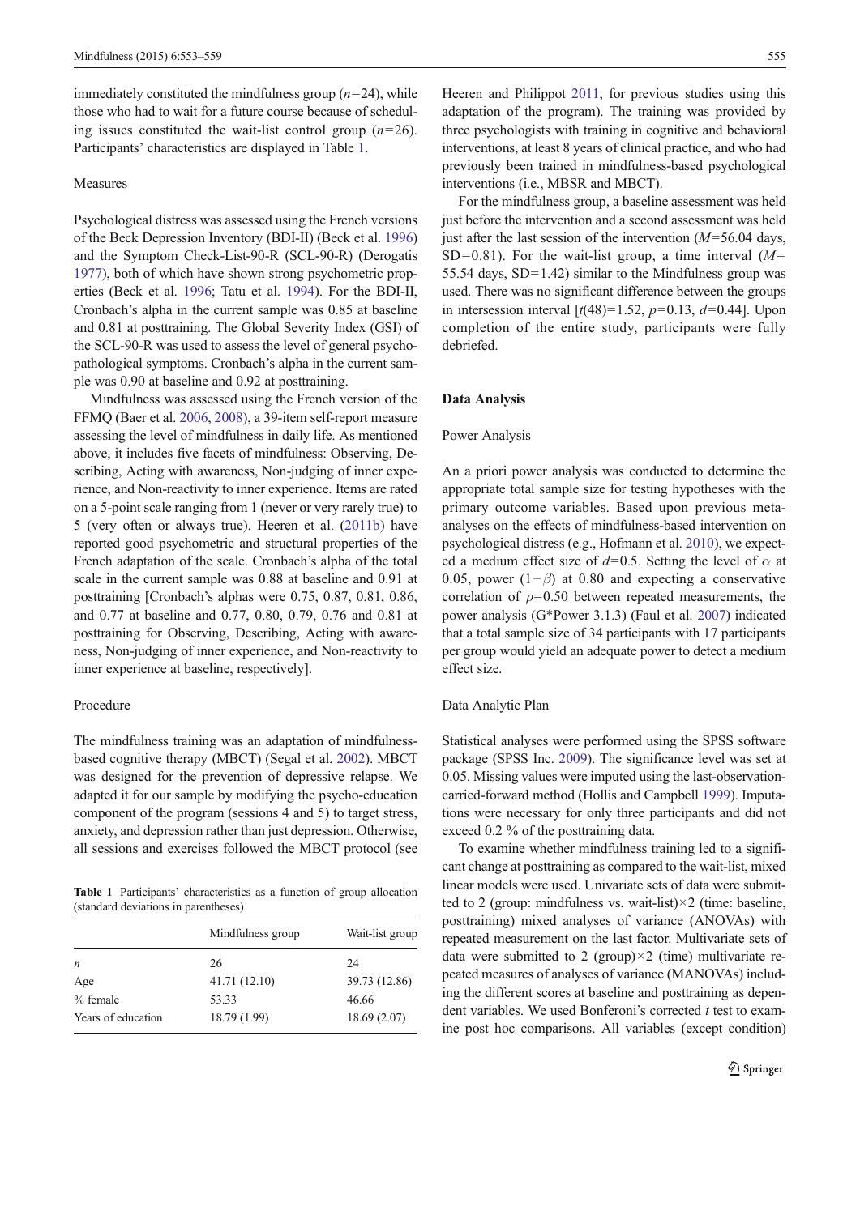immediately constituted the mindfulness group ($n$=24), while those who had to wait for a future course because of scheduling issues constituted the wait-list control group ($n$=26). Participants' characteristics are displayed in Table 1.

### Measures

Psychological distress was assessed using the French versions of the Beck Depression Inventory (BDI-II) (Beck et al. 1996) and the Symptom Check-List-90-R (SCL-90-R) (Derogatis 1977), both of which have shown strong psychometric properties (Beck et al. 1996; Tatu et al. 1994). For the BDI-II, Cronbach's alpha in the current sample was 0.85 at baseline and 0.81 at posttraining. The Global Severity Index (GSI) of the SCL-90-R was used to assess the level of general psychopathological symptoms. Cronbach's alpha in the current sample was 0.90 at baseline and 0.92 at posttraining.

Mindfulness was assessed using the French version of the FFMQ (Baer et al. 2006, 2008), a 39-item self-report measure assessing the level of mindfulness in daily life. As mentioned above, it includes five facets of mindfulness: Observing, Describing, Acting with awareness, Non-judging of inner experience, and Non-reactivity to inner experience. Items are rated on a 5-point scale ranging from 1 (never or very rarely true) to 5 (very often or always true). Heeren et al. (2011b) have reported good psychometric and structural properties of the French adaptation of the scale. Cronbach's alpha of the total scale in the current sample was 0.88 at baseline and 0.91 at posttraining [Cronbach's alphas were 0.75, 0.87, 0.81, 0.86, and 0.77 at baseline and 0.77, 0.80, 0.79, 0.76 and 0.81 at posttraining for Observing, Describing, Acting with awareness, Non-judging of inner experience, and Non-reactivity to inner experience at baseline, respectively].

### Procedure

The mindfulness training was an adaptation of mindfulness-based cognitive therapy (MBCT) (Segal et al. 2002). MBCT was designed for the prevention of depressive relapse. We adapted it for our sample by modifying the psycho-education component of the program (sessions 4 and 5) to target stress, anxiety, and depression rather than just depression. Otherwise, all sessions and exercises followed the MBCT protocol (see Heeren and Philippot 2011, for previous studies using this adaptation of the program). The training was provided by three psychologists with training in cognitive and behavioral interventions, at least 8 years of clinical practice, and who had previously been trained in mindfulness-based psychological interventions (i.e., MBSR and MBCT).

For the mindfulness group, a baseline assessment was held just before the intervention and a second assessment was held just after the last session of the intervention ($M$=56.04 days, SD=0.81). For the wait-list group, a time interval ($M$=55.54 days, SD=1.42) similar to the Mindfulness group was used. There was no significant difference between the groups in intersession interval [$t(48)=1.52$, $p=0.13$, $d=0.44$]. Upon completion of the entire study, participants were fully debriefed.

**Table 1** Participants' characteristics as a function of group allocation (standard deviations in parentheses)

| | Mindfulness group | Wait-list group |
|---|---|---|
| $n$ | 26 | 24 |
| Age | 41.71 (12.10) | 39.73 (12.86) |
| % female | 53.33 | 46.66 |
| Years of education | 18.79 (1.99) | 18.69 (2.07) |

## Data Analysis

### Power Analysis

An a priori power analysis was conducted to determine the appropriate total sample size for testing hypotheses with the primary outcome variables. Based upon previous meta-analyses on the effects of mindfulness-based intervention on psychological distress (e.g., Hofmann et al. 2010), we expected a medium effect size of $d$=0.5. Setting the level of $\alpha$ at 0.05, power ($1-\beta$) at 0.80 and expecting a conservative correlation of $\rho$=0.50 between repeated measurements, the power analysis (G*Power 3.1.3) (Faul et al. 2007) indicated that a total sample size of 34 participants with 17 participants per group would yield an adequate power to detect a medium effect size.

### Data Analytic Plan

Statistical analyses were performed using the SPSS software package (SPSS Inc. 2009). The significance level was set at 0.05. Missing values were imputed using the last-observation-carried-forward method (Hollis and Campbell 1999). Imputations were necessary for only three participants and did not exceed 0.2 % of the posttraining data.

To examine whether mindfulness training led to a significant change at posttraining as compared to the wait-list, mixed linear models were used. Univariate sets of data were submitted to 2 (group: mindfulness vs. wait-list)×2 (time: baseline, posttraining) mixed analyses of variance (ANOVAs) with repeated measurement on the last factor. Multivariate sets of data were submitted to 2 (group)×2 (time) multivariate repeated measures of analyses of variance (MANOVAs) including the different scores at baseline and posttraining as dependent variables. We used Bonferoni's corrected $t$ test to examine post hoc comparisons. All variables (except condition)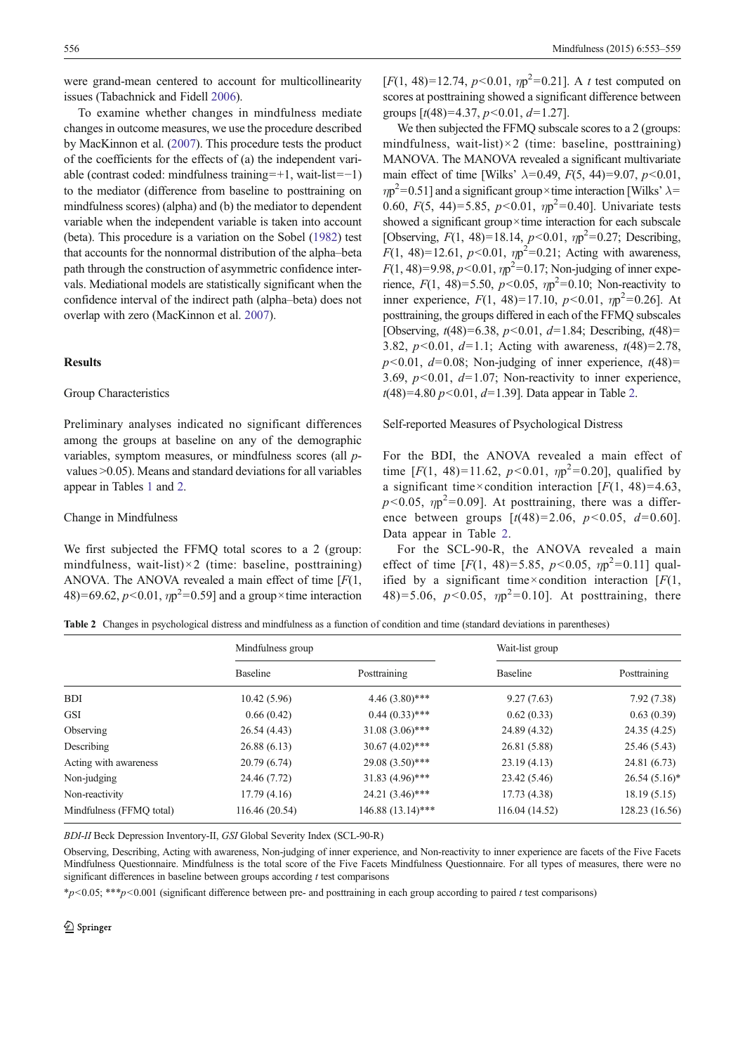were grand-mean centered to account for multicollinearity issues (Tabachnick and Fidell 2006).

To examine whether changes in mindfulness mediate changes in outcome measures, we use the procedure described by MacKinnon et al. (2007). This procedure tests the product of the coefficients for the effects of (a) the independent variable (contrast coded: mindfulness training=+1, wait-list=−1) to the mediator (difference from baseline to posttraining on mindfulness scores) (alpha) and (b) the mediator to dependent variable when the independent variable is taken into account (beta). This procedure is a variation on the Sobel (1982) test that accounts for the nonnormal distribution of the alpha–beta path through the construction of asymmetric confidence intervals. Mediational models are statistically significant when the confidence interval of the indirect path (alpha–beta) does not overlap with zero (MacKinnon et al. 2007).

## Results

### Group Characteristics

Preliminary analyses indicated no significant differences among the groups at baseline on any of the demographic variables, symptom measures, or mindfulness scores (all *p*-values >0.05). Means and standard deviations for all variables appear in Tables 1 and 2.

### Change in Mindfulness

We first subjected the FFMQ total scores to a 2 (group: mindfulness, wait-list)×2 (time: baseline, posttraining) ANOVA. The ANOVA revealed a main effect of time [$F(1, 48)=69.62$, $p<0.01$, $\eta p^2=0.59$] and a group×time interaction [$F(1, 48)=12.74$, $p<0.01$, $\eta p^2=0.21$]. A *t* test computed on scores at posttraining showed a significant difference between groups [$t(48)=4.37$, $p<0.01$, $d=1.27$].

We then subjected the FFMQ subscale scores to a 2 (groups: mindfulness, wait-list)×2 (time: baseline, posttraining) MANOVA. The MANOVA revealed a significant multivariate main effect of time [Wilks' $\lambda=0.49$, $F(5, 44)=9.07$, $p<0.01$, $\eta p^2=0.51$] and a significant group×time interaction [Wilks' $\lambda=0.60$, $F(5, 44)=5.85$, $p<0.01$, $\eta p^2=0.40$]. Univariate tests showed a significant group×time interaction for each subscale [Observing, $F(1, 48)=18.14$, $p<0.01$, $\eta p^2=0.27$; Describing, $F(1, 48)=12.61$, $p<0.01$, $\eta p^2=0.21$; Acting with awareness, $F(1, 48)=9.98$, $p<0.01$, $\eta p^2=0.17$; Non-judging of inner experience, $F(1, 48)=5.50$, $p<0.05$, $\eta p^2=0.10$; Non-reactivity to inner experience, $F(1, 48)=17.10$, $p<0.01$, $\eta p^2=0.26$]. At posttraining, the groups differed in each of the FFMQ subscales [Observing, $t(48)=6.38$, $p<0.01$, $d=1.84$; Describing, $t(48)=3.82$, $p<0.01$, $d=1.1$; Acting with awareness, $t(48)=2.78$, $p<0.01$, $d=0.08$; Non-judging of inner experience, $t(48)=3.69$, $p<0.01$, $d=1.07$; Non-reactivity to inner experience, $t(48)=4.80$ $p<0.01$, $d=1.39$]. Data appear in Table 2.

### Self-reported Measures of Psychological Distress

For the BDI, the ANOVA revealed a main effect of time [$F(1, 48)=11.62$, $p<0.01$, $\eta p^2=0.20$], qualified by a significant time×condition interaction [$F(1, 48)=4.63$, $p<0.05$, $\eta p^2=0.09$]. At posttraining, there was a difference between groups [$t(48)=2.06$, $p<0.05$, $d=0.60$]. Data appear in Table 2.

For the SCL-90-R, the ANOVA revealed a main effect of time [$F(1, 48)=5.85$, $p<0.05$, $\eta p^2=0.11$] qualified by a significant time×condition interaction [$F(1, 48)=5.06$, $p<0.05$, $\eta p^2=0.10$]. At posttraining, there

**Table 2** Changes in psychological distress and mindfulness as a function of condition and time (standard deviations in parentheses)

| | Mindfulness group | | Wait-list group | |
|---|---|---|---|---|
| | Baseline | Posttraining | Baseline | Posttraining |
| BDI | 10.42 (5.96) | 4.46 (3.80)*** | 9.27 (7.63) | 7.92 (7.38) |
| GSI | 0.66 (0.42) | 0.44 (0.33)*** | 0.62 (0.33) | 0.63 (0.39) |
| Observing | 26.54 (4.43) | 31.08 (3.06)*** | 24.89 (4.32) | 24.35 (4.25) |
| Describing | 26.88 (6.13) | 30.67 (4.02)*** | 26.81 (5.88) | 25.46 (5.43) |
| Acting with awareness | 20.79 (6.74) | 29.08 (3.50)*** | 23.19 (4.13) | 24.81 (6.73) |
| Non-judging | 24.46 (7.72) | 31.83 (4.96)*** | 23.42 (5.46) | 26.54 (5.16)* |
| Non-reactivity | 17.79 (4.16) | 24.21 (3.46)*** | 17.73 (4.38) | 18.19 (5.15) |
| Mindfulness (FFMQ total) | 116.46 (20.54) | 146.88 (13.14)*** | 116.04 (14.52) | 128.23 (16.56) |

*BDI-II* Beck Depression Inventory-II, *GSI* Global Severity Index (SCL-90-R)

Observing, Describing, Acting with awareness, Non-judging of inner experience, and Non-reactivity to inner experience are facets of the Five Facets Mindfulness Questionnaire. Mindfulness is the total score of the Five Facets Mindfulness Questionnaire. For all types of measures, there were no significant differences in baseline between groups according *t* test comparisons

*$p<0.05$; ***$p<0.001$ (significant difference between pre- and posttraining in each group according to paired *t* test comparisons)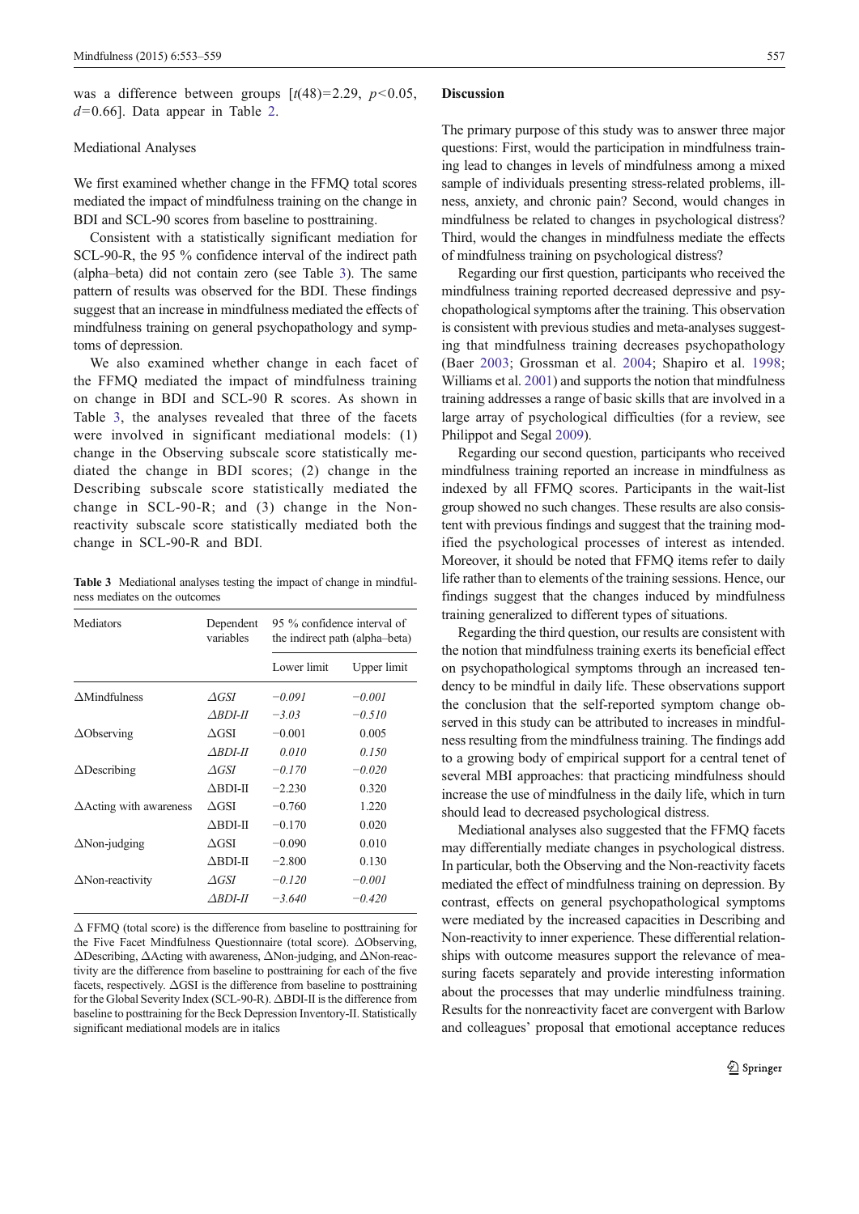was a difference between groups [$t(48)=2.29$, $p<0.05$, $d=0.66$]. Data appear in Table 2.

### Mediational Analyses

We first examined whether change in the FFMQ total scores mediated the impact of mindfulness training on the change in BDI and SCL-90 scores from baseline to posttraining.

Consistent with a statistically significant mediation for SCL-90-R, the 95 % confidence interval of the indirect path (alpha–beta) did not contain zero (see Table 3). The same pattern of results was observed for the BDI. These findings suggest that an increase in mindfulness mediated the effects of mindfulness training on general psychopathology and symptoms of depression.

We also examined whether change in each facet of the FFMQ mediated the impact of mindfulness training on change in BDI and SCL-90 R scores. As shown in Table 3, the analyses revealed that three of the facets were involved in significant mediational models: (1) change in the Observing subscale score statistically mediated the change in BDI scores; (2) change in the Describing subscale score statistically mediated the change in SCL-90-R; and (3) change in the Non-reactivity subscale score statistically mediated both the change in SCL-90-R and BDI.

**Table 3** Mediational analyses testing the impact of change in mindfulness mediates on the outcomes

| Mediators | Dependent variables | 95 % confidence interval of the indirect path (alpha–beta) | |
|---|---|---|---|
| | | Lower limit | Upper limit |
| ΔMindfulness | *ΔGSI* | *−0.091* | *−0.001* |
| | *ΔBDI-II* | *−3.03* | *−0.510* |
| ΔObserving | ΔGSI | −0.001 | 0.005 |
| | *ΔBDI-II* | *0.010* | *0.150* |
| ΔDescribing | *ΔGSI* | *−0.170* | *−0.020* |
| | ΔBDI-II | −2.230 | 0.320 |
| ΔActing with awareness | ΔGSI | −0.760 | 1.220 |
| | ΔBDI-II | −0.170 | 0.020 |
| ΔNon-judging | ΔGSI | −0.090 | 0.010 |
| | ΔBDI-II | −2.800 | 0.130 |
| ΔNon-reactivity | *ΔGSI* | *−0.120* | *−0.001* |
| | *ΔBDI-II* | *−3.640* | *−0.420* |

Δ FFMQ (total score) is the difference from baseline to posttraining for the Five Facet Mindfulness Questionnaire (total score). ΔObserving, ΔDescribing, ΔActing with awareness, ΔNon-judging, and ΔNon-reactivity are the difference from baseline to posttraining for each of the five facets, respectively. ΔGSI is the difference from baseline to posttraining for the Global Severity Index (SCL-90-R). ΔBDI-II is the difference from baseline to posttraining for the Beck Depression Inventory-II. Statistically significant mediational models are in italics

## Discussion

The primary purpose of this study was to answer three major questions: First, would the participation in mindfulness training lead to changes in levels of mindfulness among a mixed sample of individuals presenting stress-related problems, illness, anxiety, and chronic pain? Second, would changes in mindfulness be related to changes in psychological distress? Third, would the changes in mindfulness mediate the effects of mindfulness training on psychological distress?

Regarding our first question, participants who received the mindfulness training reported decreased depressive and psychopathological symptoms after the training. This observation is consistent with previous studies and meta-analyses suggesting that mindfulness training decreases psychopathology (Baer 2003; Grossman et al. 2004; Shapiro et al. 1998; Williams et al. 2001) and supports the notion that mindfulness training addresses a range of basic skills that are involved in a large array of psychological difficulties (for a review, see Philippot and Segal 2009).

Regarding our second question, participants who received mindfulness training reported an increase in mindfulness as indexed by all FFMQ scores. Participants in the wait-list group showed no such changes. These results are also consistent with previous findings and suggest that the training modified the psychological processes of interest as intended. Moreover, it should be noted that FFMQ items refer to daily life rather than to elements of the training sessions. Hence, our findings suggest that the changes induced by mindfulness training generalized to different types of situations.

Regarding the third question, our results are consistent with the notion that mindfulness training exerts its beneficial effect on psychopathological symptoms through an increased tendency to be mindful in daily life. These observations support the conclusion that the self-reported symptom change observed in this study can be attributed to increases in mindfulness resulting from the mindfulness training. The findings add to a growing body of empirical support for a central tenet of several MBI approaches: that practicing mindfulness should increase the use of mindfulness in the daily life, which in turn should lead to decreased psychological distress.

Mediational analyses also suggested that the FFMQ facets may differentially mediate changes in psychological distress. In particular, both the Observing and the Non-reactivity facets mediated the effect of mindfulness training on depression. By contrast, effects on general psychopathological symptoms were mediated by the increased capacities in Describing and Non-reactivity to inner experience. These differential relationships with outcome measures support the relevance of measuring facets separately and provide interesting information about the processes that may underlie mindfulness training. Results for the nonreactivity facet are convergent with Barlow and colleagues' proposal that emotional acceptance reduces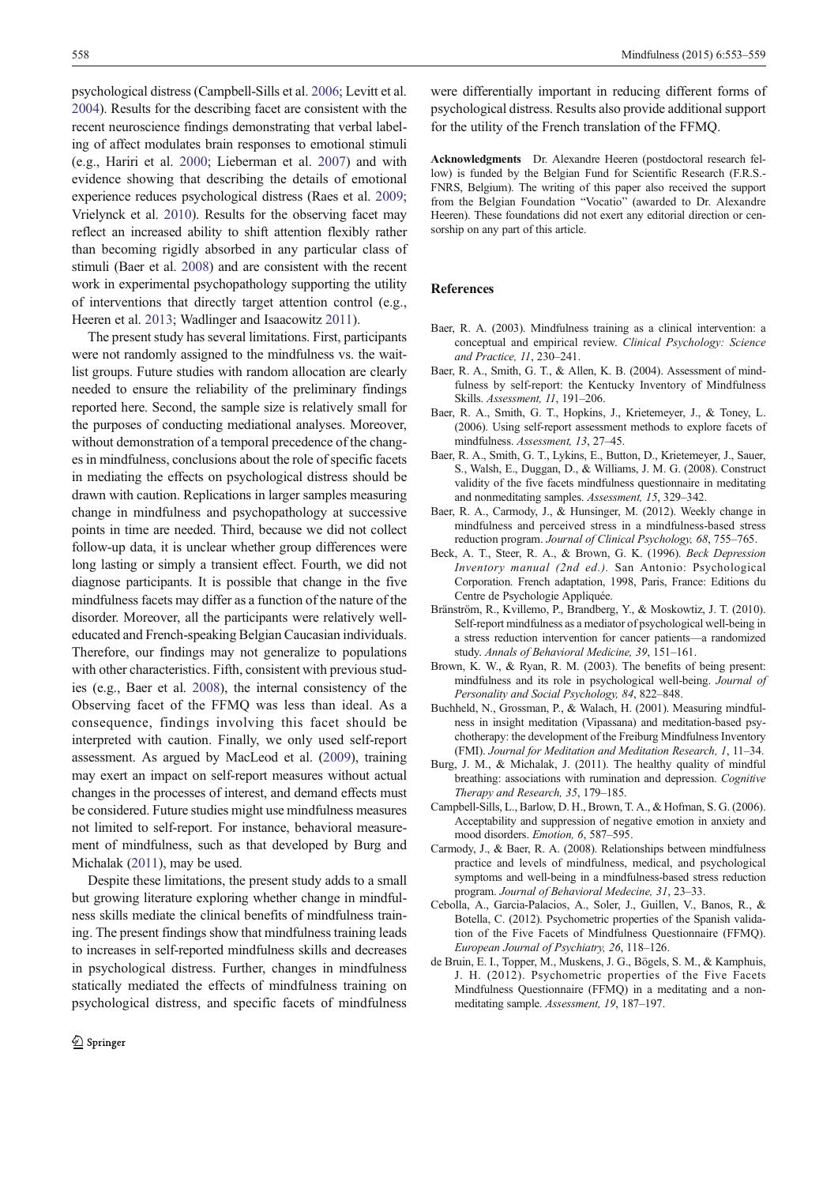psychological distress (Campbell-Sills et al. 2006; Levitt et al. 2004). Results for the describing facet are consistent with the recent neuroscience findings demonstrating that verbal labeling of affect modulates brain responses to emotional stimuli (e.g., Hariri et al. 2000; Lieberman et al. 2007) and with evidence showing that describing the details of emotional experience reduces psychological distress (Raes et al. 2009; Vrielynck et al. 2010). Results for the observing facet may reflect an increased ability to shift attention flexibly rather than becoming rigidly absorbed in any particular class of stimuli (Baer et al. 2008) and are consistent with the recent work in experimental psychopathology supporting the utility of interventions that directly target attention control (e.g., Heeren et al. 2013; Wadlinger and Isaacowitz 2011).

The present study has several limitations. First, participants were not randomly assigned to the mindfulness vs. the wait-list groups. Future studies with random allocation are clearly needed to ensure the reliability of the preliminary findings reported here. Second, the sample size is relatively small for the purposes of conducting mediational analyses. Moreover, without demonstration of a temporal precedence of the changes in mindfulness, conclusions about the role of specific facets in mediating the effects on psychological distress should be drawn with caution. Replications in larger samples measuring change in mindfulness and psychopathology at successive points in time are needed. Third, because we did not collect follow-up data, it is unclear whether group differences were long lasting or simply a transient effect. Fourth, we did not diagnose participants. It is possible that change in the five mindfulness facets may differ as a function of the nature of the disorder. Moreover, all the participants were relatively well-educated and French-speaking Belgian Caucasian individuals. Therefore, our findings may not generalize to populations with other characteristics. Fifth, consistent with previous studies (e.g., Baer et al. 2008), the internal consistency of the Observing facet of the FFMQ was less than ideal. As a consequence, findings involving this facet should be interpreted with caution. Finally, we only used self-report assessment. As argued by MacLeod et al. (2009), training may exert an impact on self-report measures without actual changes in the processes of interest, and demand effects must be considered. Future studies might use mindfulness measures not limited to self-report. For instance, behavioral measurement of mindfulness, such as that developed by Burg and Michalak (2011), may be used.

Despite these limitations, the present study adds to a small but growing literature exploring whether change in mindfulness skills mediate the clinical benefits of mindfulness training. The present findings show that mindfulness training leads to increases in self-reported mindfulness skills and decreases in psychological distress. Further, changes in mindfulness statically mediated the effects of mindfulness training on psychological distress, and specific facets of mindfulness were differentially important in reducing different forms of psychological distress. Results also provide additional support for the utility of the French translation of the FFMQ.

**Acknowledgments** Dr. Alexandre Heeren (postdoctoral research fellow) is funded by the Belgian Fund for Scientific Research (F.R.S.-FNRS, Belgium). The writing of this paper also received the support from the Belgian Foundation "Vocatio" (awarded to Dr. Alexandre Heeren). These foundations did not exert any editorial direction or censorship on any part of this article.

## References

Baer, R. A. (2003). Mindfulness training as a clinical intervention: a conceptual and empirical review. *Clinical Psychology: Science and Practice, 11*, 230–241.

Baer, R. A., Smith, G. T., & Allen, K. B. (2004). Assessment of mindfulness by self-report: the Kentucky Inventory of Mindfulness Skills. *Assessment, 11*, 191–206.

Baer, R. A., Smith, G. T., Hopkins, J., Krietemeyer, J., & Toney, L. (2006). Using self-report assessment methods to explore facets of mindfulness. *Assessment, 13*, 27–45.

Baer, R. A., Smith, G. T., Lykins, E., Button, D., Krietemeyer, J., Sauer, S., Walsh, E., Duggan, D., & Williams, J. M. G. (2008). Construct validity of the five facets mindfulness questionnaire in meditating and nonmeditating samples. *Assessment, 15*, 329–342.

Baer, R. A., Carmody, J., & Hunsinger, M. (2012). Weekly change in mindfulness and perceived stress in a mindfulness-based stress reduction program. *Journal of Clinical Psychology, 68*, 755–765.

Beck, A. T., Steer, R. A., & Brown, G. K. (1996). *Beck Depression Inventory manual (2nd ed.).* San Antonio: Psychological Corporation. French adaptation, 1998, Paris, France: Editions du Centre de Psychologie Appliquée.

Bränström, R., Kvillemo, P., Brandberg, Y., & Moskowitz, J. T. (2010). Self-report mindfulness as a mediator of psychological well-being in a stress reduction intervention for cancer patients—a randomized study. *Annals of Behavioral Medicine, 39*, 151–161.

Brown, K. W., & Ryan, R. M. (2003). The benefits of being present: mindfulness and its role in psychological well-being. *Journal of Personality and Social Psychology, 84*, 822–848.

Buchheld, N., Grossman, P., & Walach, H. (2001). Measuring mindfulness in insight meditation (Vipassana) and meditation-based psychotherapy: the development of the Freiburg Mindfulness Inventory (FMI). *Journal for Meditation and Meditation Research, 1*, 11–34.

Burg, J. M., & Michalak, J. (2011). The healthy quality of mindful breathing: associations with rumination and depression. *Cognitive Therapy and Research, 35*, 179–185.

Campbell-Sills, L., Barlow, D. H., Brown, T. A., & Hofman, S. G. (2006). Acceptability and suppression of negative emotion in anxiety and mood disorders. *Emotion, 6*, 587–595.

Carmody, J., & Baer, R. A. (2008). Relationships between mindfulness practice and levels of mindfulness, medical, and psychological symptoms and well-being in a mindfulness-based stress reduction program. *Journal of Behavioral Medecine, 31*, 23–33.

Cebolla, A., Garcia-Palacios, A., Soler, J., Guillen, V., Banos, R., & Botella, C. (2012). Psychometric properties of the Spanish validation of the Five Facets of Mindfulness Questionnaire (FFMQ). *European Journal of Psychiatry, 26*, 118–126.

de Bruin, E. I., Topper, M., Muskens, J. G., Bögels, S. M., & Kamphuis, J. H. (2012). Psychometric properties of the Five Facets Mindfulness Questionnaire (FFMQ) in a meditating and a non-meditating sample. *Assessment, 19*, 187–197.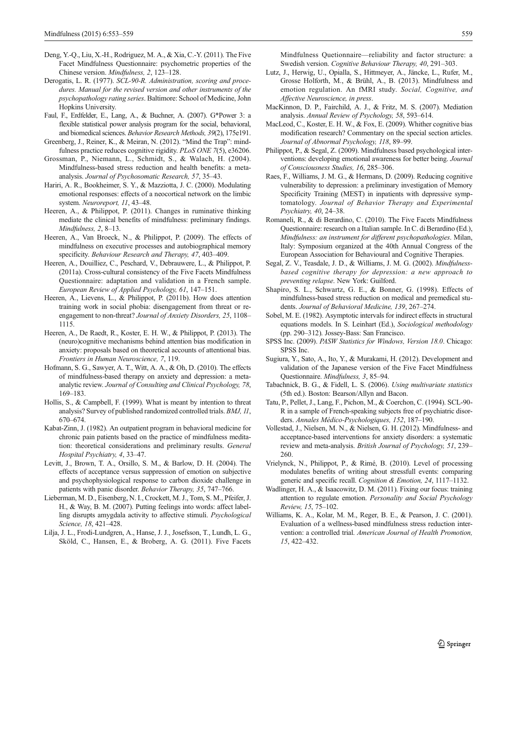Deng, Y.-Q., Liu, X.-H., Rodriguez, M. A., & Xia, C.-Y. (2011). The Five Facet Mindfulness Questionnaire: psychometric properties of the Chinese version. *Mindfulness, 2*, 123–128.

Derogatis, L. R. (1977). *SCL-90-R. Administration, scoring and procedures. Manual for the revised version and other instruments of the psychopathology rating series*. Baltimore: School of Medicine, John Hopkins University.

Faul, F., Erdfelder, E., Lang, A., & Buchner, A. (2007). G*Power 3: a flexible statistical power analysis program for the social, behavioral, and biomedical sciences. *Behavior Research Methods, 39*(2), 175e191.

Greenberg, J., Reiner, K., & Meiran, N. (2012). "Mind the Trap": mindfulness practice reduces cognitive rigidity. *PLoS ONE 7*(5), e36206.

Grossman, P., Niemann, L., Schmidt, S., & Walach, H. (2004). Mindfulness-based stress reduction and health benefits: a meta-analysis. *Journal of Psychosomatic Research, 57*, 35–43.

Hariri, A. R., Bookheimer, S. Y., & Mazziotta, J. C. (2000). Modulating emotional responses: effects of a neocortical network on the limbic system. *Neuroreport, 11*, 43–48.

Heeren, A., & Philippot, P. (2011). Changes in ruminative thinking mediate the clinical benefits of mindfulness: preliminary findings. *Mindfulness, 2*, 8–13.

Heeren, A., Van Broeck, N., & Philippot, P. (2009). The effects of mindfulness on executive processes and autobiographical memory specificity. *Behaviour Research and Therapy, 47*, 403–409.

Heeren, A., Douilliez, C., Peschard, V., Debrauwere, L., & Philippot, P. (2011a). Cross-cultural consistency of the Five Facets Mindfulness Questionnaire: adaptation and validation in a French sample. *European Review of Applied Psychology, 61*, 147–151.

Heeren, A., Lievens, L., & Philippot, P. (2011b). How does attention training work in social phobia: disengagement from threat or re-engagement to non-threat? *Journal of Anxiety Disorders, 25*, 1108–1115.

Heeren, A., De Raedt, R., Koster, E. H. W., & Philippot, P. (2013). The (neuro)cognitive mechanisms behind attention bias modification in anxiety: proposals based on theoretical accounts of attentional bias. *Frontiers in Human Neuroscience, 7*, 119.

Hofmann, S. G., Sawyer, A. T., Witt, A. A., & Oh, D. (2010). The effects of mindfulness-based therapy on anxiety and depression: a meta-analytic review. *Journal of Consulting and Clinical Psychology, 78*, 169–183.

Hollis, S., & Campbell, F. (1999). What is meant by intention to threat analysis? Survey of published randomized controlled trials. *BMJ, 11*, 670–674.

Kabat-Zinn, J. (1982). An outpatient program in behavioral medicine for chronic pain patients based on the practice of mindfulness meditation: theoretical considerations and preliminary results. *General Hospital Psychiatry, 4*, 33–47.

Levitt, J., Brown, T. A., Orsillo, S. M., & Barlow, D. H. (2004). The effects of acceptance versus suppression of emotion on subjective and psychophysiological response to carbon dioxide challenge in patients with panic disorder. *Behavior Therapy, 35*, 747–766.

Lieberman, M. D., Eisenberg, N. I., Crockett, M. J., Tom, S. M., Pfeifer, J. H., & Way, B. M. (2007). Putting feelings into words: affect labelling disrupts amygdala activity to affective stimuli. *Psychological Science, 18*, 421–428.

Lilja, J. L., Frodi-Lundgren, A., Hanse, J. J., Josefsson, T., Lundh, L. G., Sköld, C., Hansen, E., & Broberg, A. G. (2011). Five Facets Mindfulness Quetionnaire—reliability and factor structure: a Swedish version. *Cognitive Behaviour Therapy, 40*, 291–303.

Lutz, J., Herwig, U., Opialla, S., Hittmeyer, A., Jäncke, L., Rufer, M., Grosse Holforth, M., & Brühl, A., B. (2013). Mindfulness and emotion regulation. An fMRI study. *Social, Cognitive, and Affective Neuroscience, in press*.

MacKinnon, D. P., Fairchild, A. J., & Fritz, M. S. (2007). Mediation analysis. *Annual Review of Psychology, 58*, 593–614.

MacLeod, C., Koster, E. H. W., & Fox, E. (2009). Whither cognitive bias modification research? Commentary on the special section articles. *Journal of Abnormal Psychology, 118*, 89–99.

Philippot, P., & Segal, Z. (2009). Mindfulness based psychological interventions: developing emotional awareness for better being. *Journal of Consciousness Studies, 16*, 285–306.

Raes, F., Williams, J. M. G., & Hermans, D. (2009). Reducing cognitive vulnerability to depression: a preliminary investigation of Memory Specificity Training (MEST) in inpatients with depressive symptomatology. *Journal of Behavior Therapy and Experimental Psychiatry, 40*, 24–38.

Romaneli, R., & di Berardino, C. (2010). The Five Facets Mindfulness Questionnaire: research on a Italian sample. In C. di Berardino (Ed.), *Mindfulness: an instrument for different psychopathologies*. Milan, Italy: Symposium organized at the 40th Annual Congress of the European Association for Behavioural and Cognitive Therapies.

Segal, Z. V., Teasdale, J. D., & Williams, J. M. G. (2002). *Mindfulness-based cognitive therapy for depression: a new approach to preventing relapse*. New York: Guilford.

Shapiro, S. L., Schwartz, G. E., & Bonner, G. (1998). Effects of mindfulness-based stress reduction on medical and premedical students. *Journal of Behavioral Medicine, 139*, 267–274.

Sobel, M. E. (1982). Asymptotic intervals for indirect effects in structural equations models. In S. Leinhart (Ed.), *Sociological methodology* (pp. 290–312). Jossey-Bass: San Francisco.

SPSS Inc. (2009). *PASW Statistics for Windows, Version 18.0*. Chicago: SPSS Inc.

Sugiura, Y., Sato, A., Ito, Y., & Murakami, H. (2012). Development and validation of the Japanese version of the Five Facet Mindfulness Questionnaire. *Mindfulness, 3*, 85–94.

Tabachnick, B. G., & Fidell, L. S. (2006). *Using multivariate statistics* (5th ed.). Boston: Bearson/Allyn and Bacon.

Tatu, P., Pellet, J., Lang, F., Pichon, M., & Coerchon, C. (1994). SCL-90-R in a sample of French-speaking subjects free of psychiatric disorders. *Annales Médico-Psychologiques, 152*, 187–190.

Vollestad, J., Nielsen, M. N., & Nielsen, G. H. (2012). Mindfulness- and acceptance-based interventions for anxiety disorders: a systematic review and meta-analysis. *British Journal of Psychology, 51*, 239–260.

Vrielynck, N., Philippot, P., & Rimé, B. (2010). Level of processing modulates benefits of writing about stressfull events: comparing generic and specific recall. *Cognition & Emotion, 24*, 1117–1132.

Wadlinger, H. A., & Isaacowitz, D. M. (2011). Fixing our focus: training attention to regulate emotion. *Personality and Social Psychology Review, 15*, 75–102.

Williams, K. A., Kolar, M. M., Reger, B. E., & Pearson, J. C. (2001). Evaluation of a wellness-based mindfulness stress reduction intervention: a controlled trial. *American Journal of Health Promotion, 15*, 422–432.